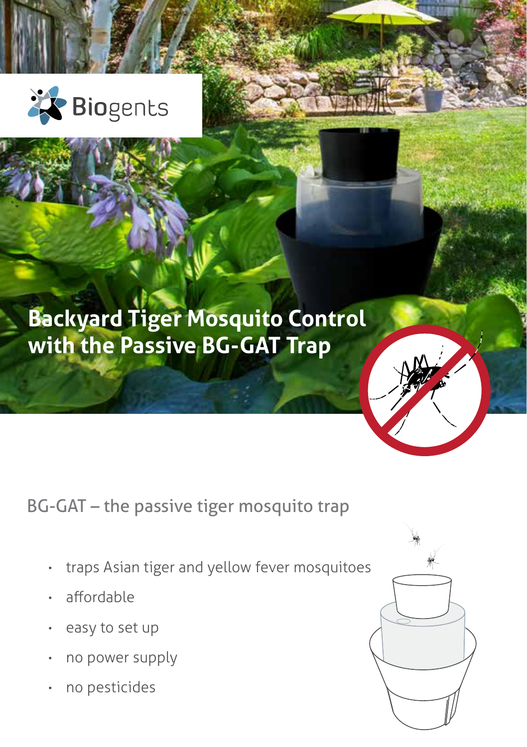Biogents

# Backyard Tiger Mosquito Control with the Passive BG-GAT Trap

## BG-GAT – the passive tiger mosquito trap

- traps Asian tiger and yellow fever mosquitoes
- affordable
- easy to set up
- no power supply
- no pesticides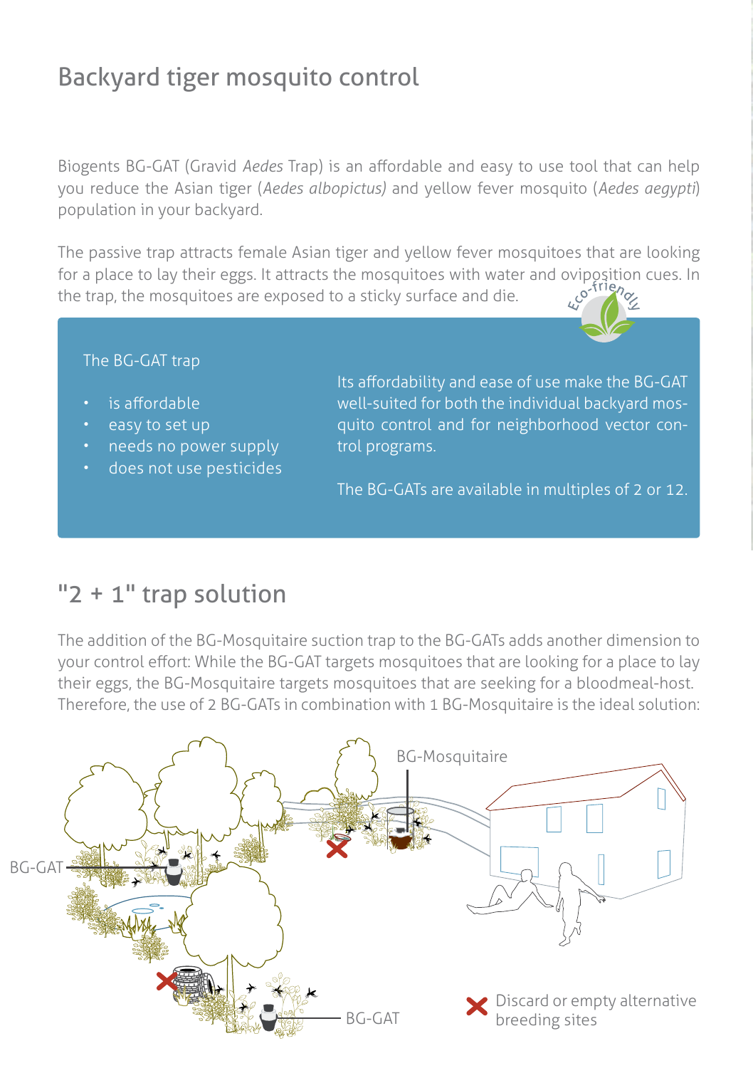# Backyard tiger mosquito control

Biogents BG-GAT (Gravid *Aedes* Trap) is an affordable and easy to use tool that can help you reduce the Asian tiger (*Aedes albopictus)* and yellow fever mosquito (*Aedes aegypti*) population in your backyard.

The passive trap attracts female Asian tiger and yellow fever mosquitoes that are looking for a place to lay their eggs. It attracts the mosquitoes with water and oviposition cues. In the trap, the mosquitoes are exposed to a sticky surface and die.

Eco-friendly

The BG-GAT trap

- is affordable
- easy to set up
- needs no power supply
- does not use pesticides

Its affordability and ease of use make the BG-GAT well-suited for both the individual backyard mosquito control and for neighborhood vector control programs.

The BG-GATs are available in multiples of 2 or 12.

## "2 + 1" trap solution

The addition of the BG-Mosquitaire suction trap to the BG-GATs adds another dimension to your control effort: While the BG-GAT targets mosquitoes that are looking for a place to lay their eggs, the BG-Mosquitaire targets mosquitoes that are seeking for a bloodmeal-host. Therefore, the use of 2 BG-GATs in combination with 1 BG-Mosquitaire is the ideal solution:

BG-Mosquitaire

BG-GAT

BG-GAT

Discard or empty alternative breeding sites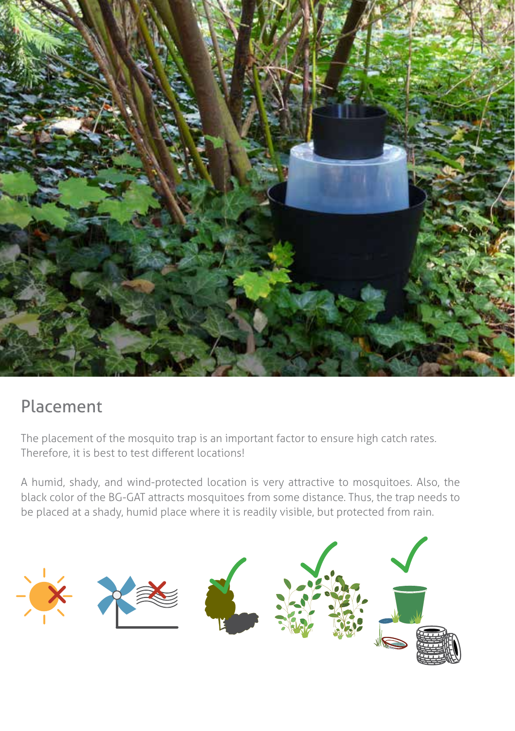## Placement

The placement of the mosquito trap is an important factor to ensure high catch rates. Therefore, it is best to test different locations!

A humid, shady, and wind-protected location is very attractive to mosquitoes. Also, the black color of the BG-GAT attracts mosquitoes from some distance. Thus, the trap needs to be placed at a shady, humid place where it is readily visible, but protected from rain.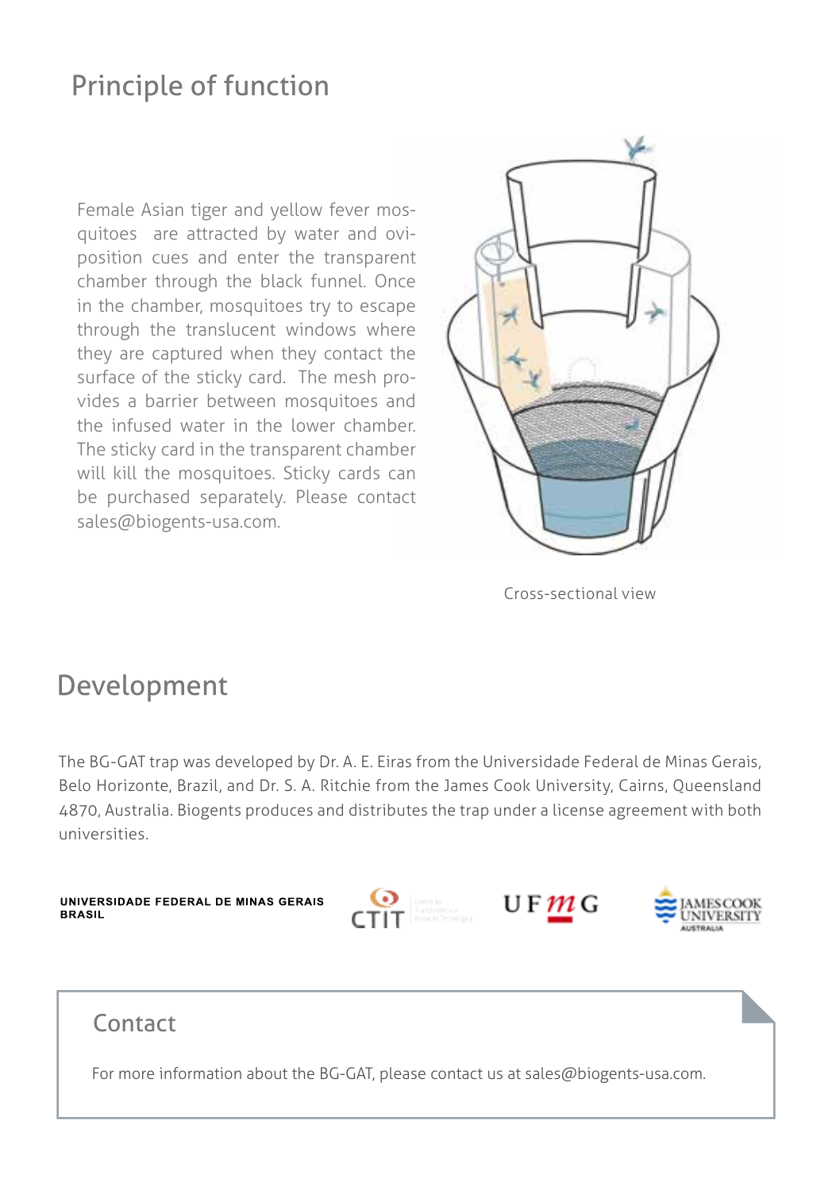## Principle of function

Female Asian tiger and yellow fever mosquitoes are attracted by water and oviposition cues and enter the transparent chamber through the black funnel. Once in the chamber, mosquitoes try to escape through the translucent windows where they are captured when they contact the surface of the sticky card. The mesh provides a barrier between mosquitoes and the infused water in the lower chamber. The sticky card in the transparent chamber will kill the mosquitoes. Sticky cards can be purchased separately. Please contact sales@biogents-usa.com.

Cross-sectional view

## Development

The BG-GAT trap was developed by Dr. A. E. Eiras from the Universidade Federal de Minas Gerais, Belo Horizonte, Brazil, and Dr. S. A. Ritchie from the James Cook University, Cairns, Queensland 4870, Australia. Biogents produces and distributes the trap under a license agreement with both universities.

UNIVERSIDADE FEDERAL DE MINAS GERAIS
BRASIL

CTIT

UFMG

JAMES COOK UNIVERSITY AUSTRALIA

## Contact

For more information about the BG-GAT, please contact us at sales@biogents-usa.com.